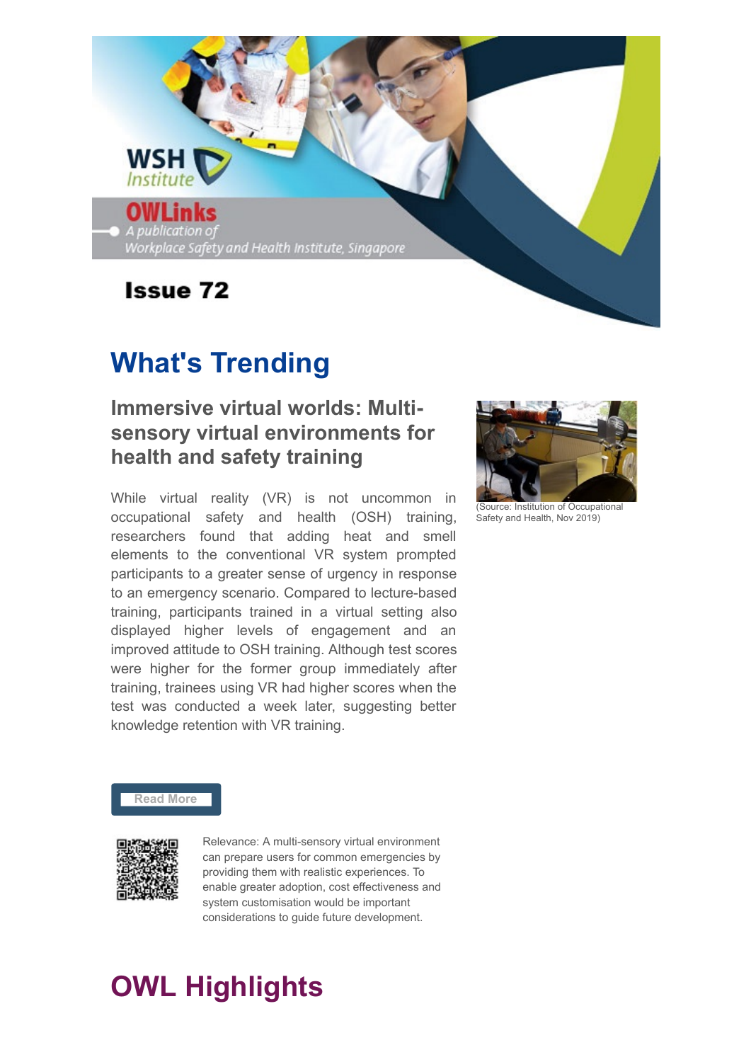WSH Institute

**OWLinks**
*A publication of Workplace Safety and Health Institute, Singapore*

**Issue 72**

# What's Trending

## Immersive virtual worlds: Multi-sensory virtual environments for health and safety training

(Source: Institution of Occupational Safety and Health, Nov 2019)

While virtual reality (VR) is not uncommon in occupational safety and health (OSH) training, researchers found that adding heat and smell elements to the conventional VR system prompted participants to a greater sense of urgency in response to an emergency scenario. Compared to lecture-based training, participants trained in a virtual setting also displayed higher levels of engagement and an improved attitude to OSH training. Although test scores were higher for the former group immediately after training, trainees using VR had higher scores when the test was conducted a week later, suggesting better knowledge retention with VR training.

Read More

Relevance: A multi-sensory virtual environment can prepare users for common emergencies by providing them with realistic experiences. To enable greater adoption, cost effectiveness and system customisation would be important considerations to guide future development.

# OWL Highlights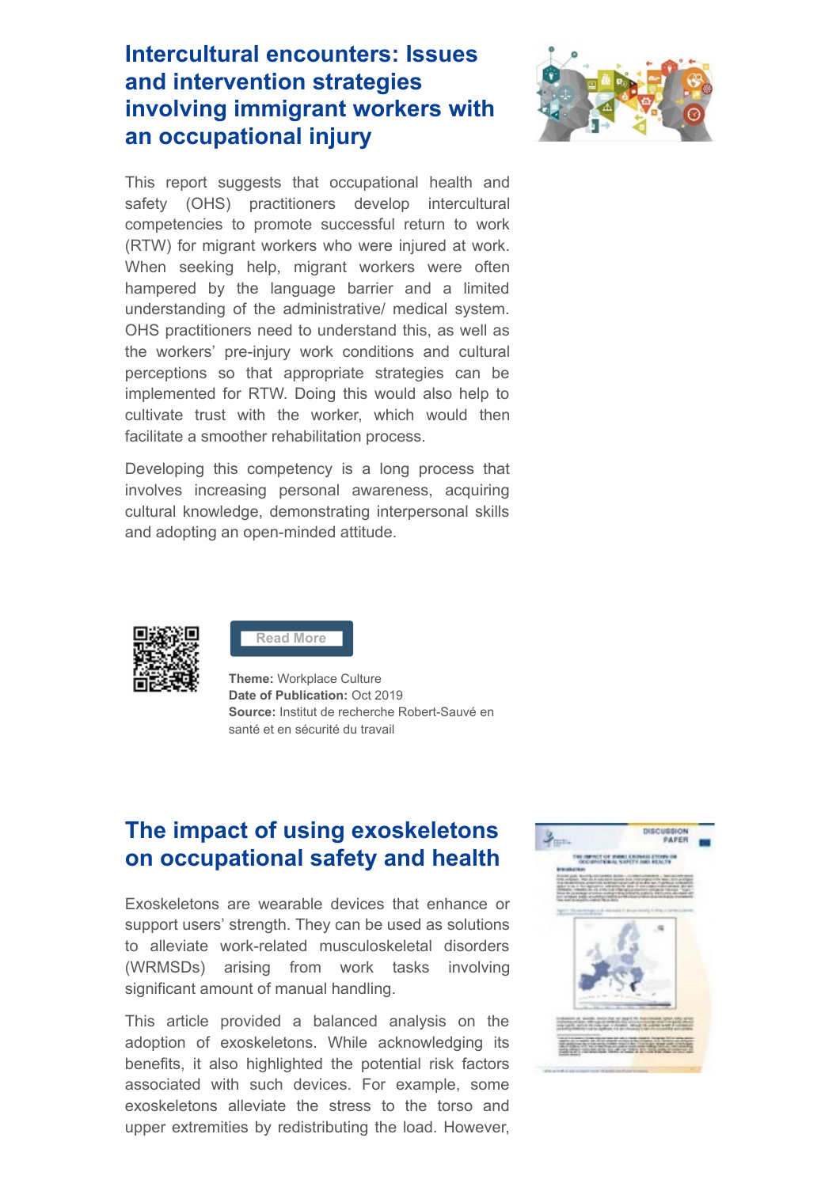## Intercultural encounters: Issues and intervention strategies involving immigrant workers with an occupational injury

This report suggests that occupational health and safety (OHS) practitioners develop intercultural competencies to promote successful return to work (RTW) for migrant workers who were injured at work. When seeking help, migrant workers were often hampered by the language barrier and a limited understanding of the administrative/ medical system. OHS practitioners need to understand this, as well as the workers' pre-injury work conditions and cultural perceptions so that appropriate strategies can be implemented for RTW. Doing this would also help to cultivate trust with the worker, which would then facilitate a smoother rehabilitation process.

Developing this competency is a long process that involves increasing personal awareness, acquiring cultural knowledge, demonstrating interpersonal skills and adopting an open-minded attitude.

Read More

**Theme:** Workplace Culture
**Date of Publication:** Oct 2019
**Source:** Institut de recherche Robert-Sauvé en santé et en sécurité du travail

## The impact of using exoskeletons on occupational safety and health

Exoskeletons are wearable devices that enhance or support users' strength. They can be used as solutions to alleviate work-related musculoskeletal disorders (WRMSDs) arising from work tasks involving significant amount of manual handling.

This article provided a balanced analysis on the adoption of exoskeletons. While acknowledging its benefits, it also highlighted the potential risk factors associated with such devices. For example, some exoskeletons alleviate the stress to the torso and upper extremities by redistributing the load. However,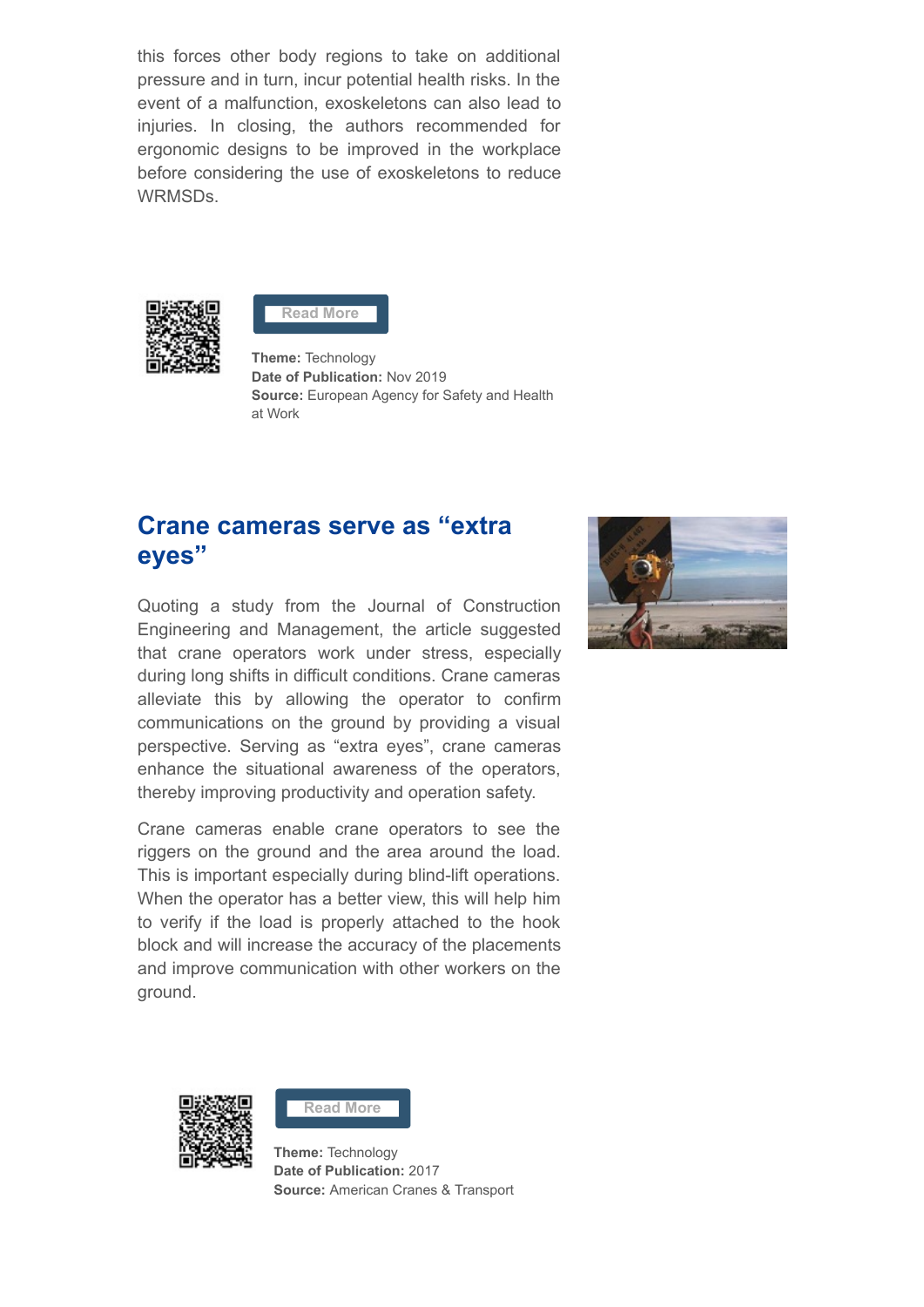this forces other body regions to take on additional pressure and in turn, incur potential health risks. In the event of a malfunction, exoskeletons can also lead to injuries. In closing, the authors recommended for ergonomic designs to be improved in the workplace before considering the use of exoskeletons to reduce WRMSDs.

Read More

**Theme:** Technology
**Date of Publication:** Nov 2019
**Source:** European Agency for Safety and Health at Work

## Crane cameras serve as "extra eyes"

Quoting a study from the Journal of Construction Engineering and Management, the article suggested that crane operators work under stress, especially during long shifts in difficult conditions. Crane cameras alleviate this by allowing the operator to confirm communications on the ground by providing a visual perspective. Serving as "extra eyes", crane cameras enhance the situational awareness of the operators, thereby improving productivity and operation safety.

Crane cameras enable crane operators to see the riggers on the ground and the area around the load. This is important especially during blind-lift operations. When the operator has a better view, this will help him to verify if the load is properly attached to the hook block and will increase the accuracy of the placements and improve communication with other workers on the ground.

Read More

**Theme:** Technology
**Date of Publication:** 2017
**Source:** American Cranes & Transport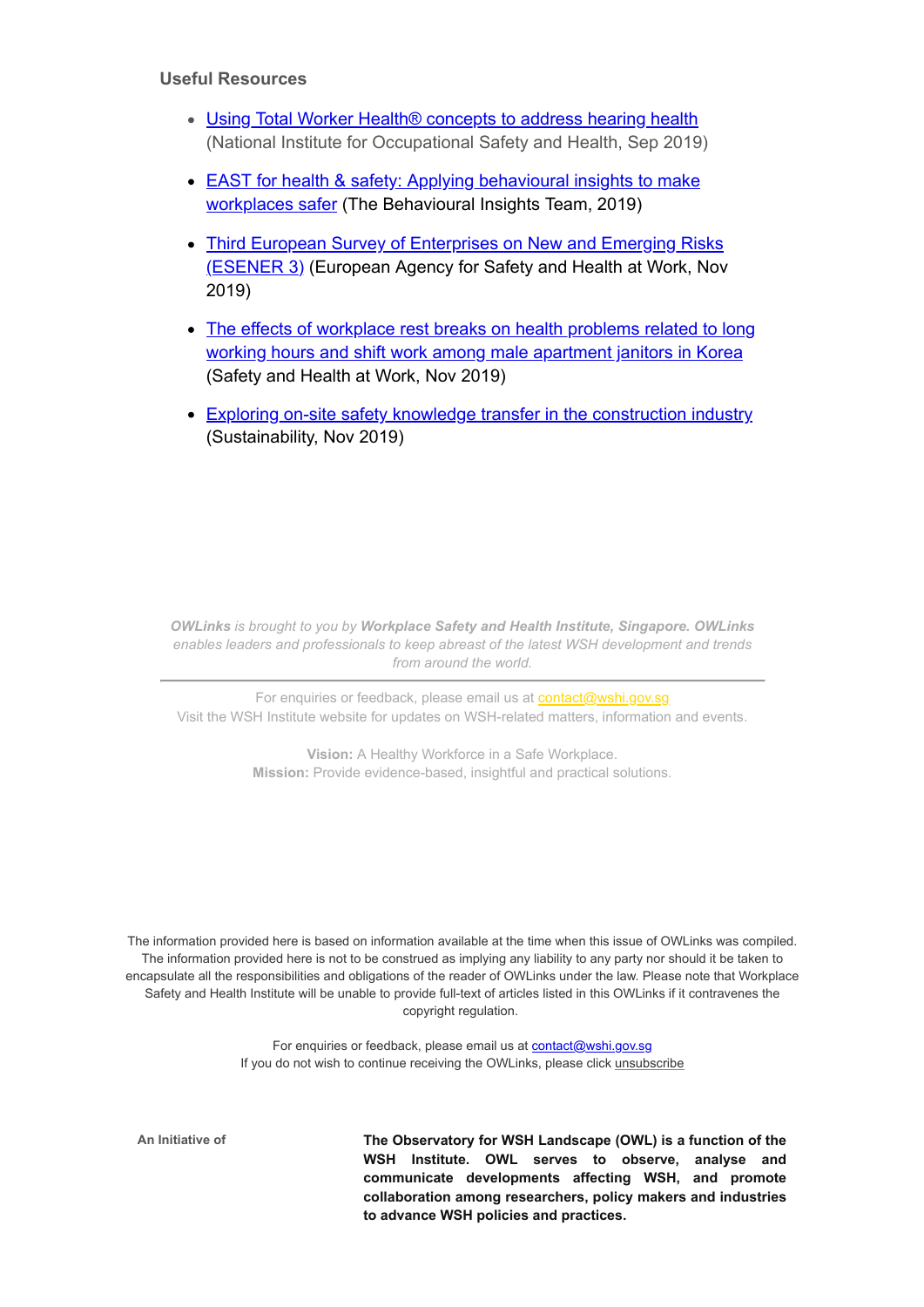### Useful Resources

- Using Total Worker Health® concepts to address hearing health (National Institute for Occupational Safety and Health, Sep 2019)
- EAST for health & safety: Applying behavioural insights to make workplaces safer (The Behavioural Insights Team, 2019)
- Third European Survey of Enterprises on New and Emerging Risks (ESENER 3) (European Agency for Safety and Health at Work, Nov 2019)
- The effects of workplace rest breaks on health problems related to long working hours and shift work among male apartment janitors in Korea (Safety and Health at Work, Nov 2019)
- Exploring on-site safety knowledge transfer in the construction industry (Sustainability, Nov 2019)

*__OWLinks__ is brought to you by __Workplace Safety and Health Institute, Singapore. OWLinks__ enables leaders and professionals to keep abreast of the latest WSH development and trends from around the world.*

---

For enquiries or feedback, please email us at contact@wshi.gov.sg
Visit the WSH Institute website for updates on WSH-related matters, information and events.

**Vision:** A Healthy Workforce in a Safe Workplace.
**Mission:** Provide evidence-based, insightful and practical solutions.

The information provided here is based on information available at the time when this issue of OWLinks was compiled. The information provided here is not to be construed as implying any liability to any party nor should it be taken to encapsulate all the responsibilities and obligations of the reader of OWLinks under the law. Please note that Workplace Safety and Health Institute will be unable to provide full-text of articles listed in this OWLinks if it contravenes the copyright regulation.

For enquiries or feedback, please email us at contact@wshi.gov.sg
If you do not wish to continue receiving the OWLinks, please click unsubscribe

**An Initiative of**

**The Observatory for WSH Landscape (OWL) is a function of the WSH Institute. OWL serves to observe, analyse and communicate developments affecting WSH, and promote collaboration among researchers, policy makers and industries to advance WSH policies and practices.**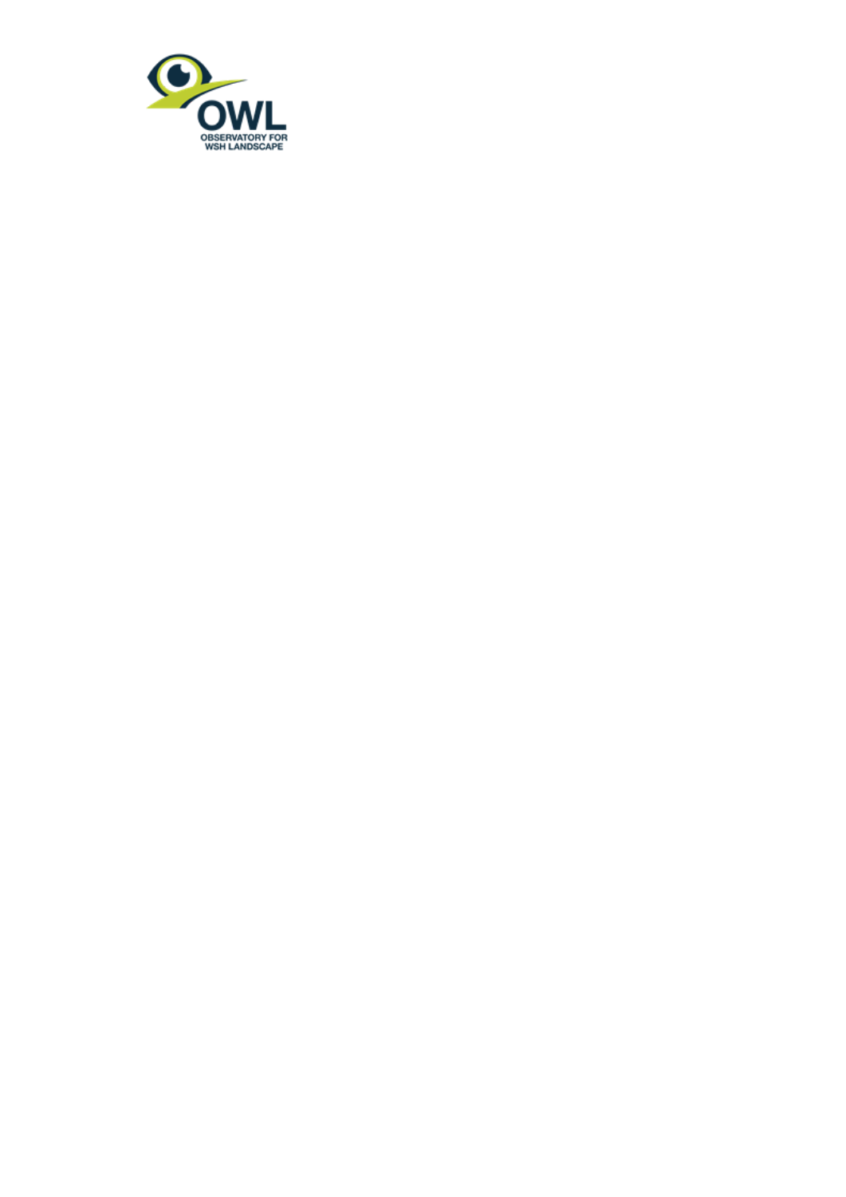OWL

OBSERVATORY FOR WSH LANDSCAPE